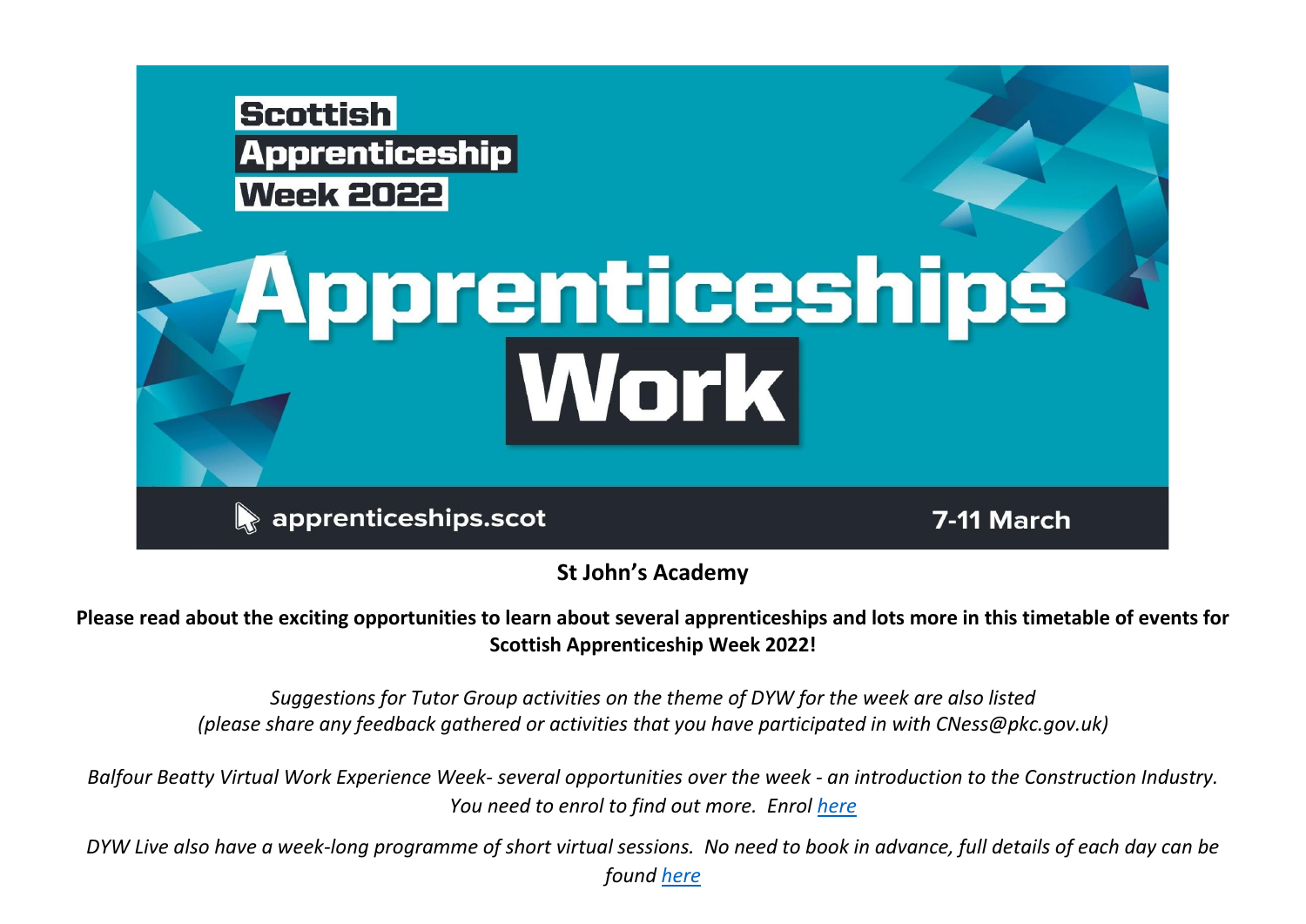Scottish Apprenticeship Week 2022

# Apprenticeships Work

apprenticeships.scot

7-11 March

**St John's Academy**

**Please read about the exciting opportunities to learn about several apprenticeships and lots more in this timetable of events for Scottish Apprenticeship Week 2022!**

*Suggestions for Tutor Group activities on the theme of DYW for the week are also listed (please share any feedback gathered or activities that you have participated in with CNess@pkc.gov.uk)*

*Balfour Beatty Virtual Work Experience Week- several opportunities over the week - an introduction to the Construction Industry. You need to enrol to find out more. Enrol here*

*DYW Live also have a week-long programme of short virtual sessions. No need to book in advance, full details of each day can be found here*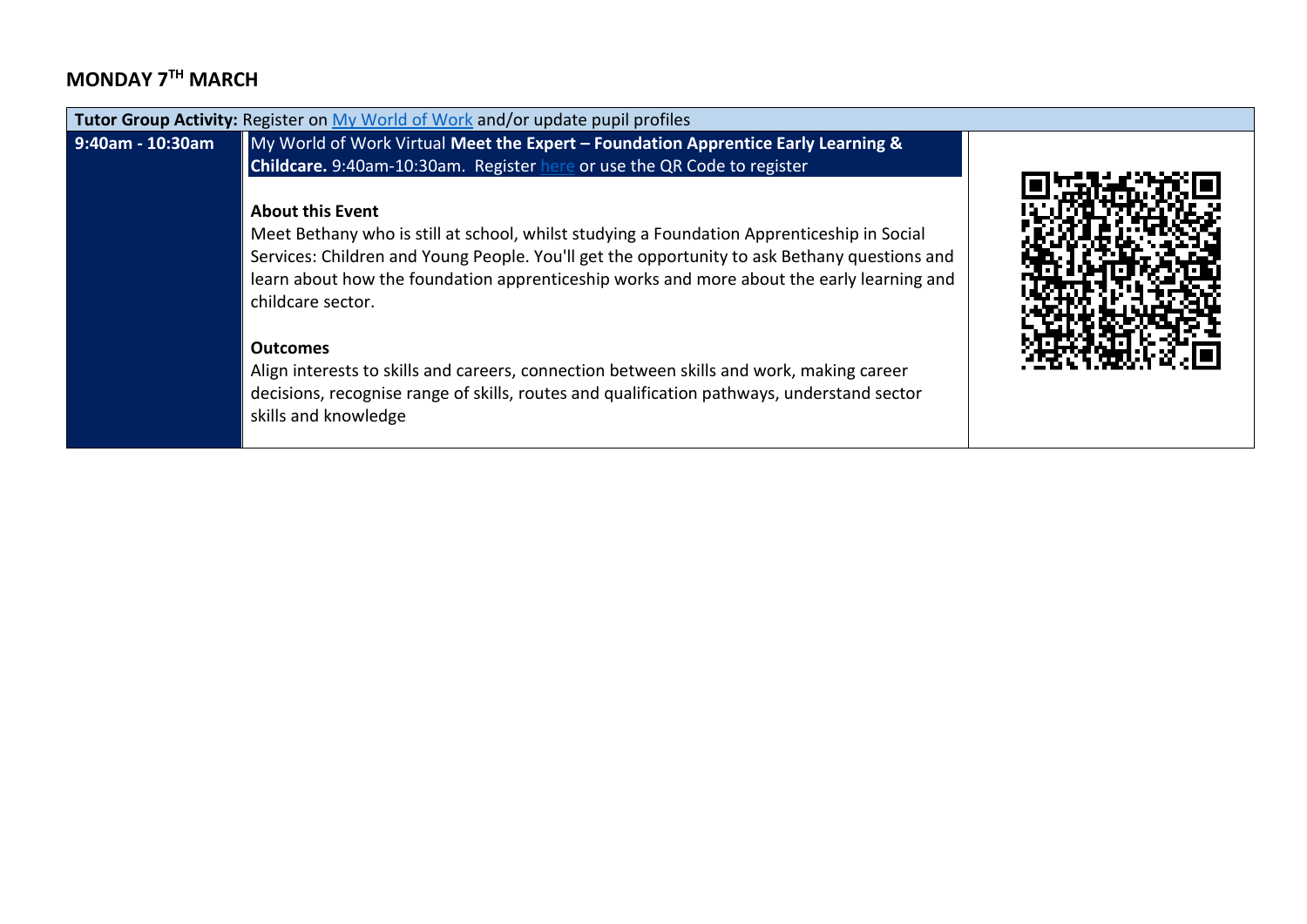## MONDAY 7TH MARCH

| **Tutor Group Activity:** Register on My World of Work and/or update pupil profiles | | |
|---|---|---|
| **9:40am - 10:30am** | My World of Work Virtual **Meet the Expert – Foundation Apprentice Early Learning & Childcare.** 9:40am-10:30am. Register here or use the QR Code to register<br><br>**About this Event**<br>Meet Bethany who is still at school, whilst studying a Foundation Apprenticeship in Social Services: Children and Young People. You'll get the opportunity to ask Bethany questions and learn about how the foundation apprenticeship works and more about the early learning and childcare sector.<br><br>**Outcomes**<br>Align interests to skills and careers, connection between skills and work, making career decisions, recognise range of skills, routes and qualification pathways, understand sector skills and knowledge | |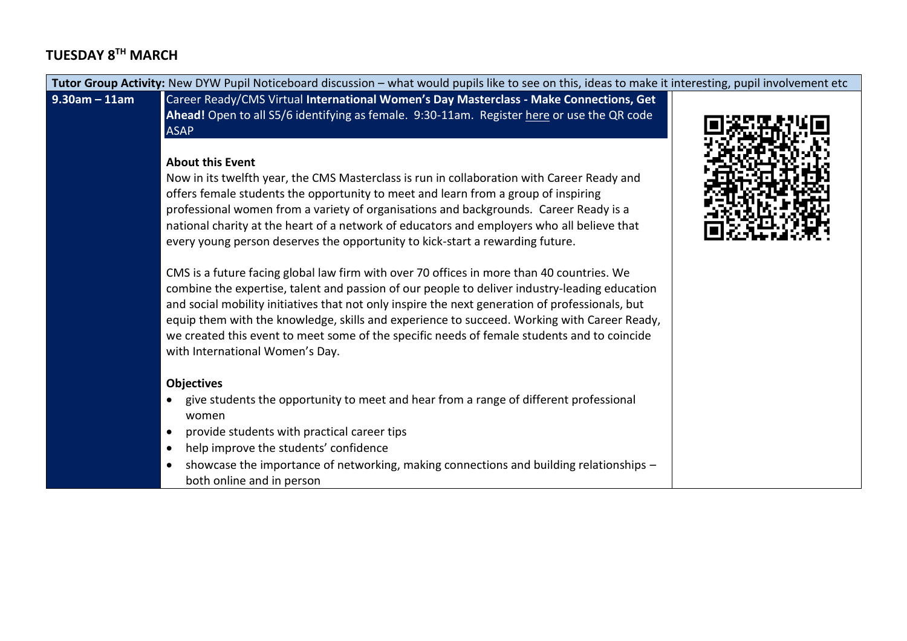## TUESDAY 8TH MARCH

**Tutor Group Activity:** New DYW Pupil Noticeboard discussion – what would pupils like to see on this, ideas to make it interesting, pupil involvement etc

**9.30am – 11am**

Career Ready/CMS Virtual **International Women's Day Masterclass - Make Connections, Get Ahead!** Open to all S5/6 identifying as female. 9:30-11am. Register here or use the QR code ASAP

**About this Event**

Now in its twelfth year, the CMS Masterclass is run in collaboration with Career Ready and offers female students the opportunity to meet and learn from a group of inspiring professional women from a variety of organisations and backgrounds. Career Ready is a national charity at the heart of a network of educators and employers who all believe that every young person deserves the opportunity to kick-start a rewarding future.

CMS is a future facing global law firm with over 70 offices in more than 40 countries. We combine the expertise, talent and passion of our people to deliver industry-leading education and social mobility initiatives that not only inspire the next generation of professionals, but equip them with the knowledge, skills and experience to succeed. Working with Career Ready, we created this event to meet some of the specific needs of female students and to coincide with International Women's Day.

**Objectives**

- give students the opportunity to meet and hear from a range of different professional women
- provide students with practical career tips
- help improve the students' confidence
- showcase the importance of networking, making connections and building relationships – both online and in person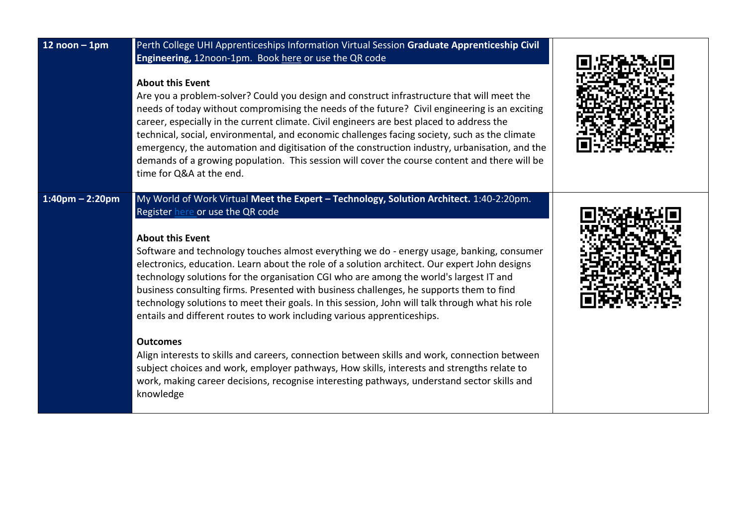| | | |
|---|---|---|
| **12 noon – 1pm** | Perth College UHI Apprenticeships Information Virtual Session **Graduate Apprenticeship Civil Engineering,** 12noon-1pm. Book here or use the QR code<br><br>**About this Event**<br>Are you a problem-solver? Could you design and construct infrastructure that will meet the needs of today without compromising the needs of the future? Civil engineering is an exciting career, especially in the current climate. Civil engineers are best placed to address the technical, social, environmental, and economic challenges facing society, such as the climate emergency, the automation and digitisation of the construction industry, urbanisation, and the demands of a growing population. This session will cover the course content and there will be time for Q&A at the end. | |
| **1:40pm – 2:20pm** | My World of Work Virtual **Meet the Expert – Technology, Solution Architect.** 1:40-2:20pm. Register here or use the QR code<br><br>**About this Event**<br>Software and technology touches almost everything we do - energy usage, banking, consumer electronics, education. Learn about the role of a solution architect. Our expert John designs technology solutions for the organisation CGI who are among the world's largest IT and business consulting firms. Presented with business challenges, he supports them to find technology solutions to meet their goals. In this session, John will talk through what his role entails and different routes to work including various apprenticeships.<br><br>**Outcomes**<br>Align interests to skills and careers, connection between skills and work, connection between subject choices and work, employer pathways, How skills, interests and strengths relate to work, making career decisions, recognise interesting pathways, understand sector skills and knowledge | |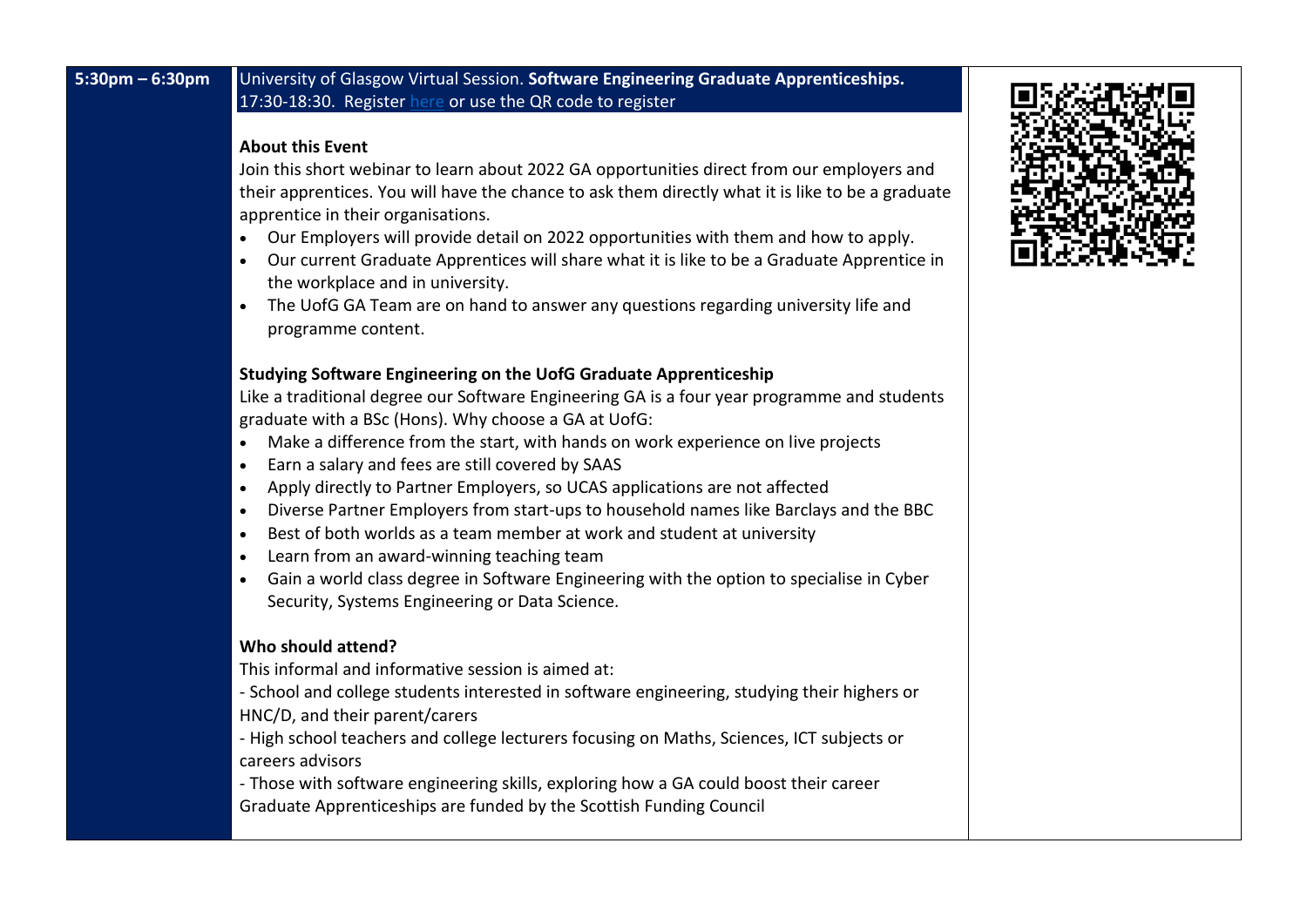| 5:30pm – 6:30pm | University of Glasgow Virtual Session. **Software Engineering Graduate Apprenticeships.** 17:30-18:30. Register here or use the QR code to register | |
|---|---|---|

**5:30pm – 6:30pm**

University of Glasgow Virtual Session. **Software Engineering Graduate Apprenticeships.**
17:30-18:30. Register here or use the QR code to register

**About this Event**

Join this short webinar to learn about 2022 GA opportunities direct from our employers and their apprentices. You will have the chance to ask them directly what it is like to be a graduate apprentice in their organisations.

- Our Employers will provide detail on 2022 opportunities with them and how to apply.
- Our current Graduate Apprentices will share what it is like to be a Graduate Apprentice in the workplace and in university.
- The UofG GA Team are on hand to answer any questions regarding university life and programme content.

**Studying Software Engineering on the UofG Graduate Apprenticeship**

Like a traditional degree our Software Engineering GA is a four year programme and students graduate with a BSc (Hons). Why choose a GA at UofG:

- Make a difference from the start, with hands on work experience on live projects
- Earn a salary and fees are still covered by SAAS
- Apply directly to Partner Employers, so UCAS applications are not affected
- Diverse Partner Employers from start-ups to household names like Barclays and the BBC
- Best of both worlds as a team member at work and student at university
- Learn from an award-winning teaching team
- Gain a world class degree in Software Engineering with the option to specialise in Cyber Security, Systems Engineering or Data Science.

**Who should attend?**

This informal and informative session is aimed at:

- School and college students interested in software engineering, studying their highers or HNC/D, and their parent/carers

- High school teachers and college lecturers focusing on Maths, Sciences, ICT subjects or careers advisors

- Those with software engineering skills, exploring how a GA could boost their career

Graduate Apprenticeships are funded by the Scottish Funding Council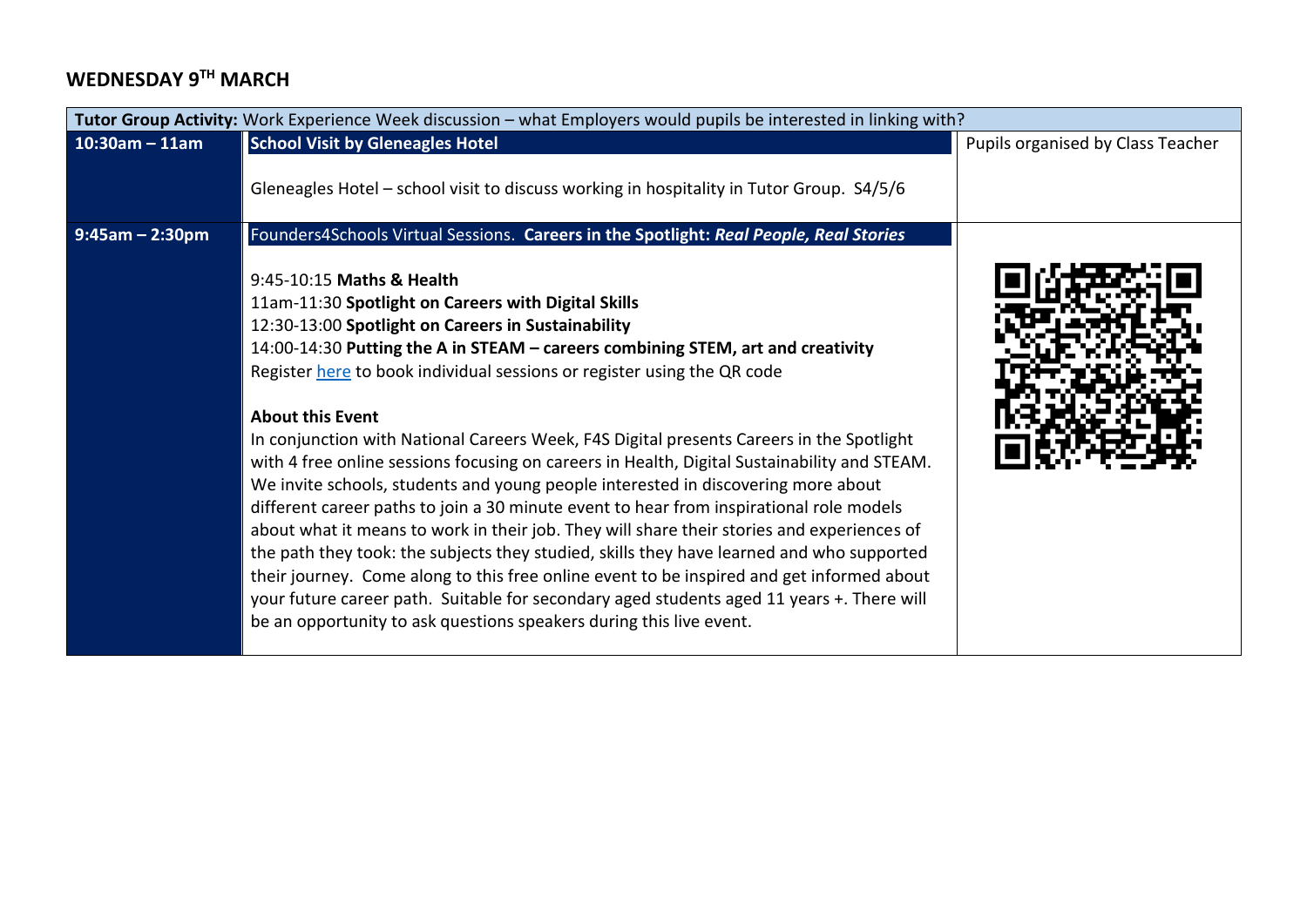## WEDNESDAY 9TH MARCH

| **Tutor Group Activity:** Work Experience Week discussion – what Employers would pupils be interested in linking with? | | |
|---|---|---|
| **10:30am – 11am** | **School Visit by Gleneagles Hotel**<br><br>Gleneagles Hotel – school visit to discuss working in hospitality in Tutor Group. S4/5/6 | Pupils organised by Class Teacher |
| **9:45am – 2:30pm** | Founders4Schools Virtual Sessions. **Careers in the Spotlight: *Real People, Real Stories***<br><br>9:45-10:15 **Maths & Health**<br>11am-11:30 **Spotlight on Careers with Digital Skills**<br>12:30-13:00 **Spotlight on Careers in Sustainability**<br>14:00-14:30 **Putting the A in STEAM – careers combining STEM, art and creativity**<br>Register [here]() to book individual sessions or register using the QR code<br><br>**About this Event**<br>In conjunction with National Careers Week, F4S Digital presents Careers in the Spotlight with 4 free online sessions focusing on careers in Health, Digital Sustainability and STEAM. We invite schools, students and young people interested in discovering more about different career paths to join a 30 minute event to hear from inspirational role models about what it means to work in their job. They will share their stories and experiences of the path they took: the subjects they studied, skills they have learned and who supported their journey. Come along to this free online event to be inspired and get informed about your future career path. Suitable for secondary aged students aged 11 years +. There will be an opportunity to ask questions speakers during this live event. | |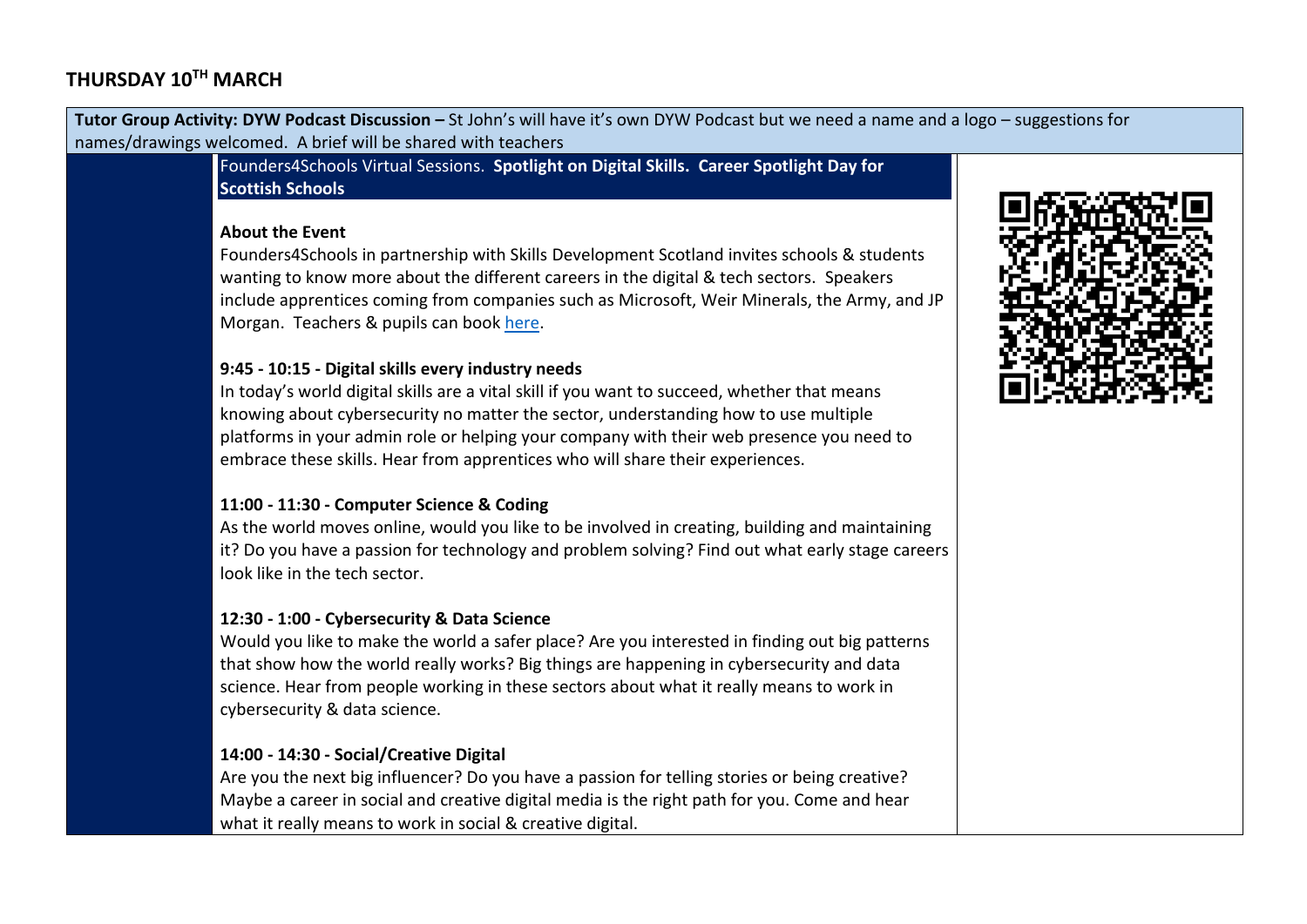## THURSDAY 10TH MARCH

**Tutor Group Activity: DYW Podcast Discussion –** St John's will have it's own DYW Podcast but we need a name and a logo – suggestions for names/drawings welcomed. A brief will be shared with teachers

Founders4Schools Virtual Sessions. **Spotlight on Digital Skills. Career Spotlight Day for Scottish Schools**

**About the Event**

Founders4Schools in partnership with Skills Development Scotland invites schools & students wanting to know more about the different careers in the digital & tech sectors. Speakers include apprentices coming from companies such as Microsoft, Weir Minerals, the Army, and JP Morgan. Teachers & pupils can book here.

**9:45 - 10:15 - Digital skills every industry needs**

In today's world digital skills are a vital skill if you want to succeed, whether that means knowing about cybersecurity no matter the sector, understanding how to use multiple platforms in your admin role or helping your company with their web presence you need to embrace these skills. Hear from apprentices who will share their experiences.

**11:00 - 11:30 - Computer Science & Coding**

As the world moves online, would you like to be involved in creating, building and maintaining it? Do you have a passion for technology and problem solving? Find out what early stage careers look like in the tech sector.

**12:30 - 1:00 - Cybersecurity & Data Science**

Would you like to make the world a safer place? Are you interested in finding out big patterns that show how the world really works? Big things are happening in cybersecurity and data science. Hear from people working in these sectors about what it really means to work in cybersecurity & data science.

**14:00 - 14:30 - Social/Creative Digital**

Are you the next big influencer? Do you have a passion for telling stories or being creative? Maybe a career in social and creative digital media is the right path for you. Come and hear what it really means to work in social & creative digital.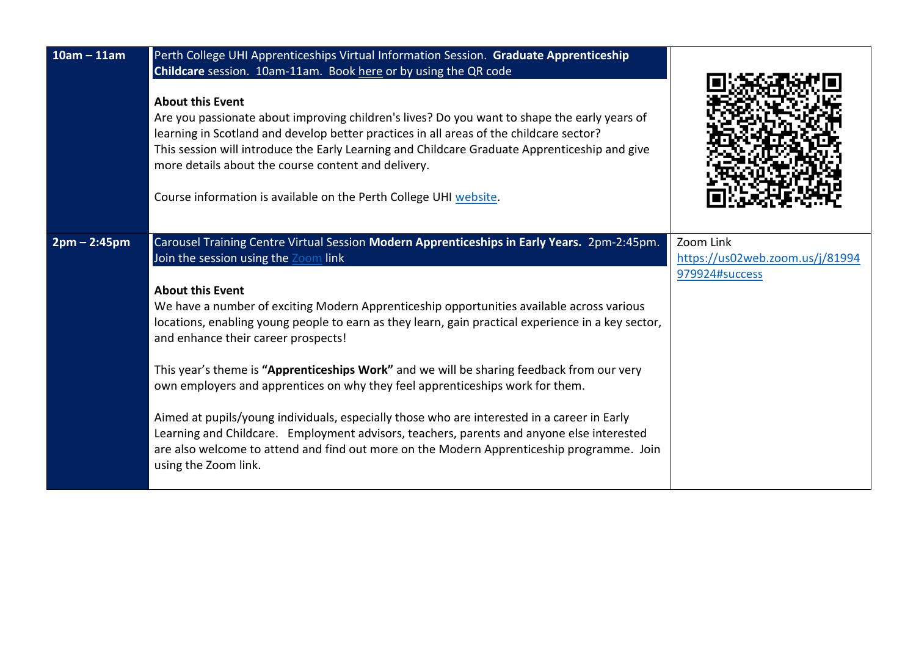| | | |
|---|---|---|
| **10am – 11am** | Perth College UHI Apprenticeships Virtual Information Session. **Graduate Apprenticeship Childcare** session. 10am-11am. Book here or by using the QR code<br><br>**About this Event**<br>Are you passionate about improving children's lives? Do you want to shape the early years of learning in Scotland and develop better practices in all areas of the childcare sector?<br>This session will introduce the Early Learning and Childcare Graduate Apprenticeship and give more details about the course content and delivery.<br><br>Course information is available on the Perth College UHI website. | |
| **2pm – 2:45pm** | Carousel Training Centre Virtual Session **Modern Apprenticeships in Early Years.** 2pm-2:45pm. Join the session using the Zoom link<br><br>**About this Event**<br>We have a number of exciting Modern Apprenticeship opportunities available across various locations, enabling young people to earn as they learn, gain practical experience in a key sector, and enhance their career prospects!<br><br>This year's theme is **"Apprenticeships Work"** and we will be sharing feedback from our very own employers and apprentices on why they feel apprenticeships work for them.<br><br>Aimed at pupils/young individuals, especially those who are interested in a career in Early Learning and Childcare. Employment advisors, teachers, parents and anyone else interested are also welcome to attend and find out more on the Modern Apprenticeship programme. Join using the Zoom link. | Zoom Link<br>https://us02web.zoom.us/j/81994979924#success |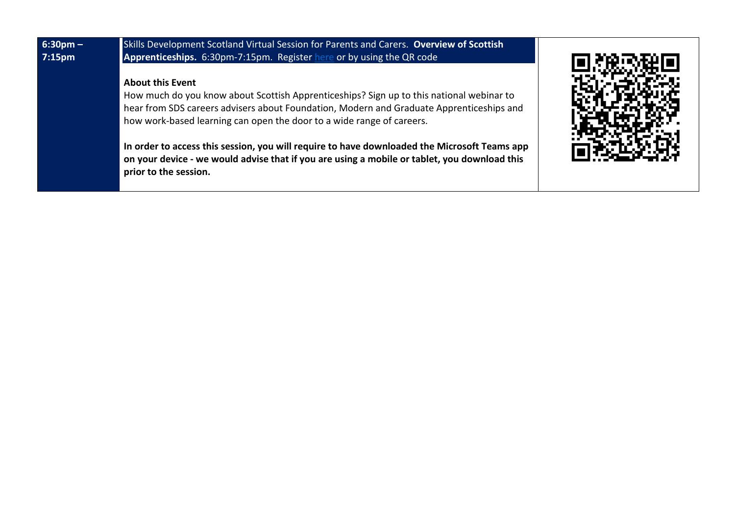| 6:30pm – 7:15pm | Skills Development Scotland Virtual Session for Parents and Carers. **Overview of Scottish Apprenticeships.** 6:30pm-7:15pm. Register here or by using the QR code<br><br>**About this Event**<br>How much do you know about Scottish Apprenticeships? Sign up to this national webinar to hear from SDS careers advisers about Foundation, Modern and Graduate Apprenticeships and how work-based learning can open the door to a wide range of careers.<br><br>**In order to access this session, you will require to have downloaded the Microsoft Teams app on your device - we would advise that if you are using a mobile or tablet, you download this prior to the session.** | |
|---|---|---|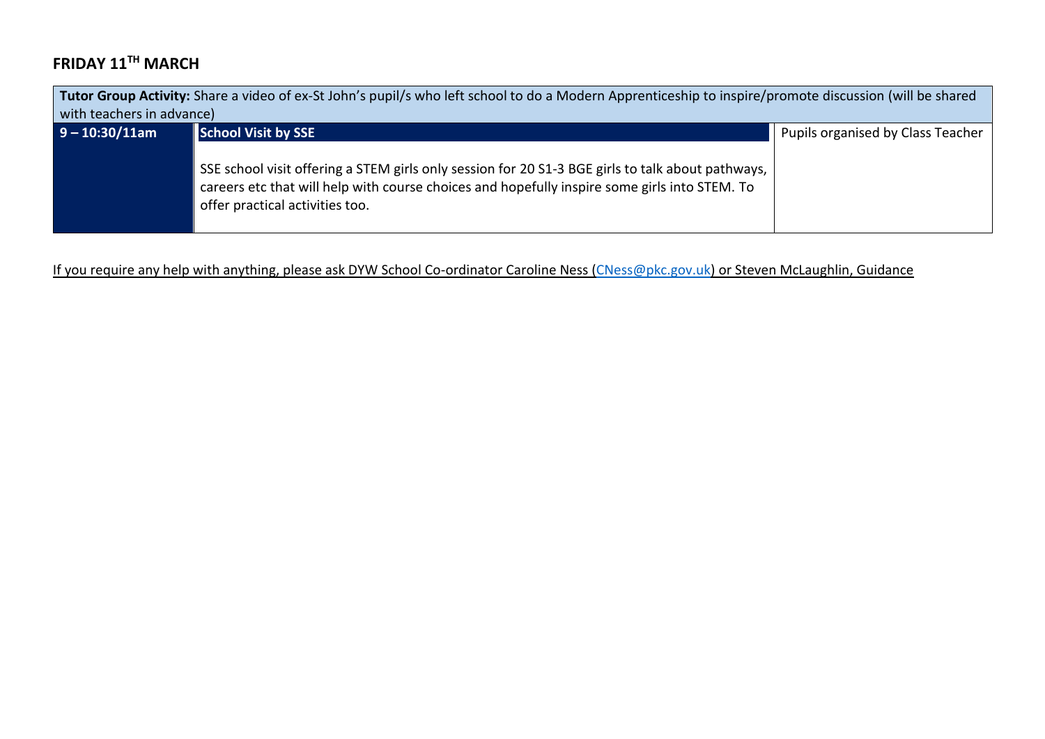## FRIDAY 11TH MARCH

| | | |
|---|---|---|
| **Tutor Group Activity:** Share a video of ex-St John's pupil/s who left school to do a Modern Apprenticeship to inspire/promote discussion (will be shared with teachers in advance) | | |
| **9 – 10:30/11am** | **School Visit by SSE**<br><br>SSE school visit offering a STEM girls only session for 20 S1-3 BGE girls to talk about pathways, careers etc that will help with course choices and hopefully inspire some girls into STEM. To offer practical activities too. | Pupils organised by Class Teacher |

If you require any help with anything, please ask DYW School Co-ordinator Caroline Ness (CNess@pkc.gov.uk) or Steven McLaughlin, Guidance